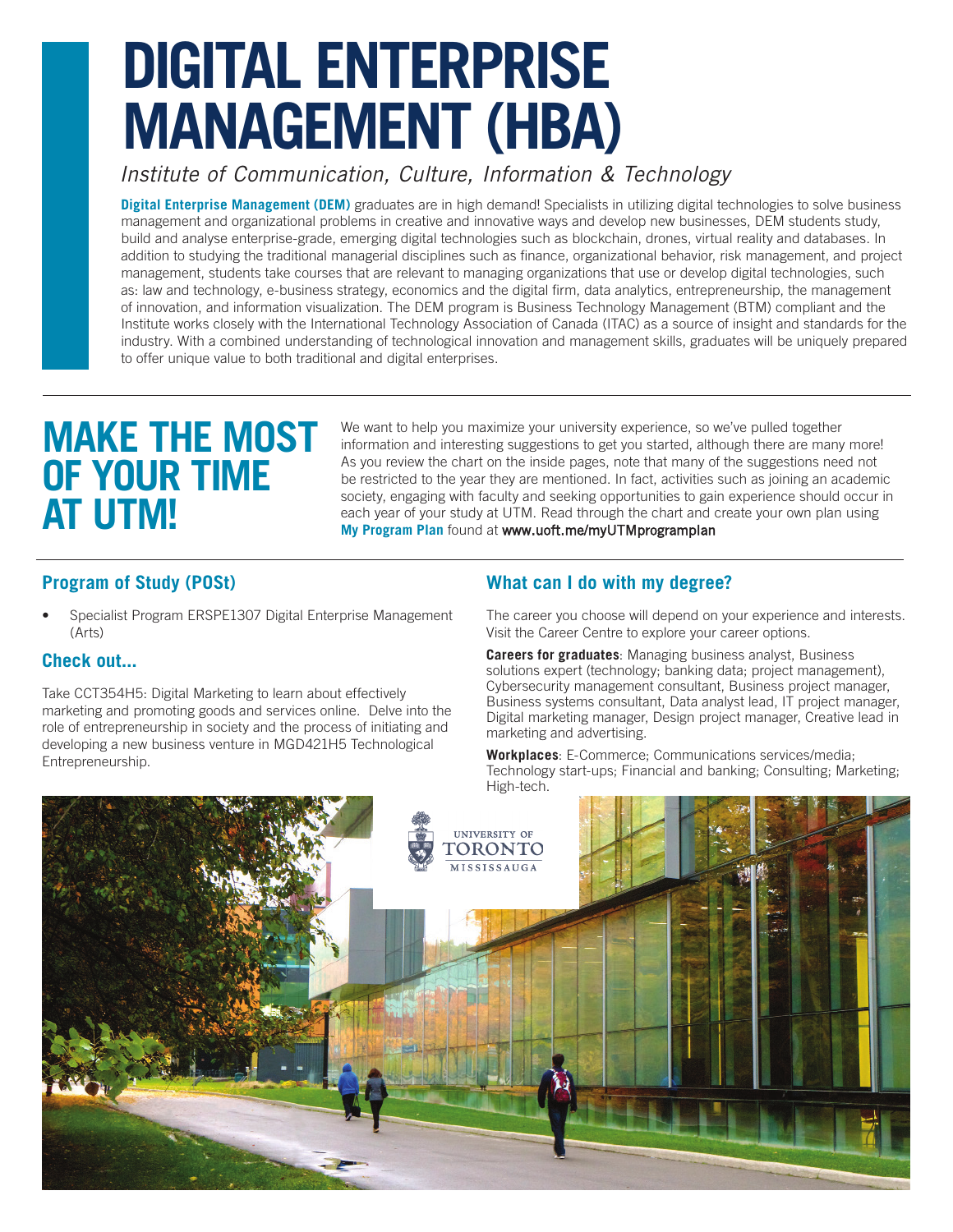# DIGITAL ENTERPRISE MANAGEMENT (HBA)

*Institute of Communication, Culture, Information & Technology*

**Digital Enterprise Management (DEM)** graduates are in high demand! Specialists in utilizing digital technologies to solve business management and organizational problems in creative and innovative ways and develop new businesses, DEM students study, build and analyse enterprise-grade, emerging digital technologies such as blockchain, drones, virtual reality and databases. In addition to studying the traditional managerial disciplines such as finance, organizational behavior, risk management, and project management, students take courses that are relevant to managing organizations that use or develop digital technologies, such as: law and technology, e-business strategy, economics and the digital firm, data analytics, entrepreneurship, the management of innovation, and information visualization. The DEM program is Business Technology Management (BTM) compliant and the Institute works closely with the International Technology Association of Canada (ITAC) as a source of insight and standards for the industry. With a combined understanding of technological innovation and management skills, graduates will be uniquely prepared to offer unique value to both traditional and digital enterprises.

## MAKE THE MOST OF YOUR TIME AT UTM!

We want to help you maximize your university experience, so we've pulled together information and interesting suggestions to get you started, although there are many more! As you review the chart on the inside pages, note that many of the suggestions need not be restricted to the year they are mentioned. In fact, activities such as joining an academic society, engaging with faculty and seeking opportunities to gain experience should occur in each year of your study at UTM. Read through the chart and create your own plan using **My Program Plan** found at **www.uoft.me/myUTMprogramplan**

### Program of Study (POSt)

- Specialist Program ERSPE1307 Digital Enterprise Management (Arts)

### Check out...

Take CCT354H5: Digital Marketing to learn about effectively marketing and promoting goods and services online. Delve into the role of entrepreneurship in society and the process of initiating and developing a new business venture in MGD421H5 Technological Entrepreneurship.

### What can I do with my degree?

The career you choose will depend on your experience and interests. Visit the Career Centre to explore your career options.

**Careers for graduates**: Managing business analyst, Business solutions expert (technology; banking data; project management), Cybersecurity management consultant, Business project manager, Business systems consultant, Data analyst lead, IT project manager, Digital marketing manager, Design project manager, Creative lead in marketing and advertising.

**Workplaces**: E-Commerce; Communications services/media; Technology start-ups; Financial and banking; Consulting; Marketing; High-tech.

UNIVERSITY OF TORONTO MISSISSAUGA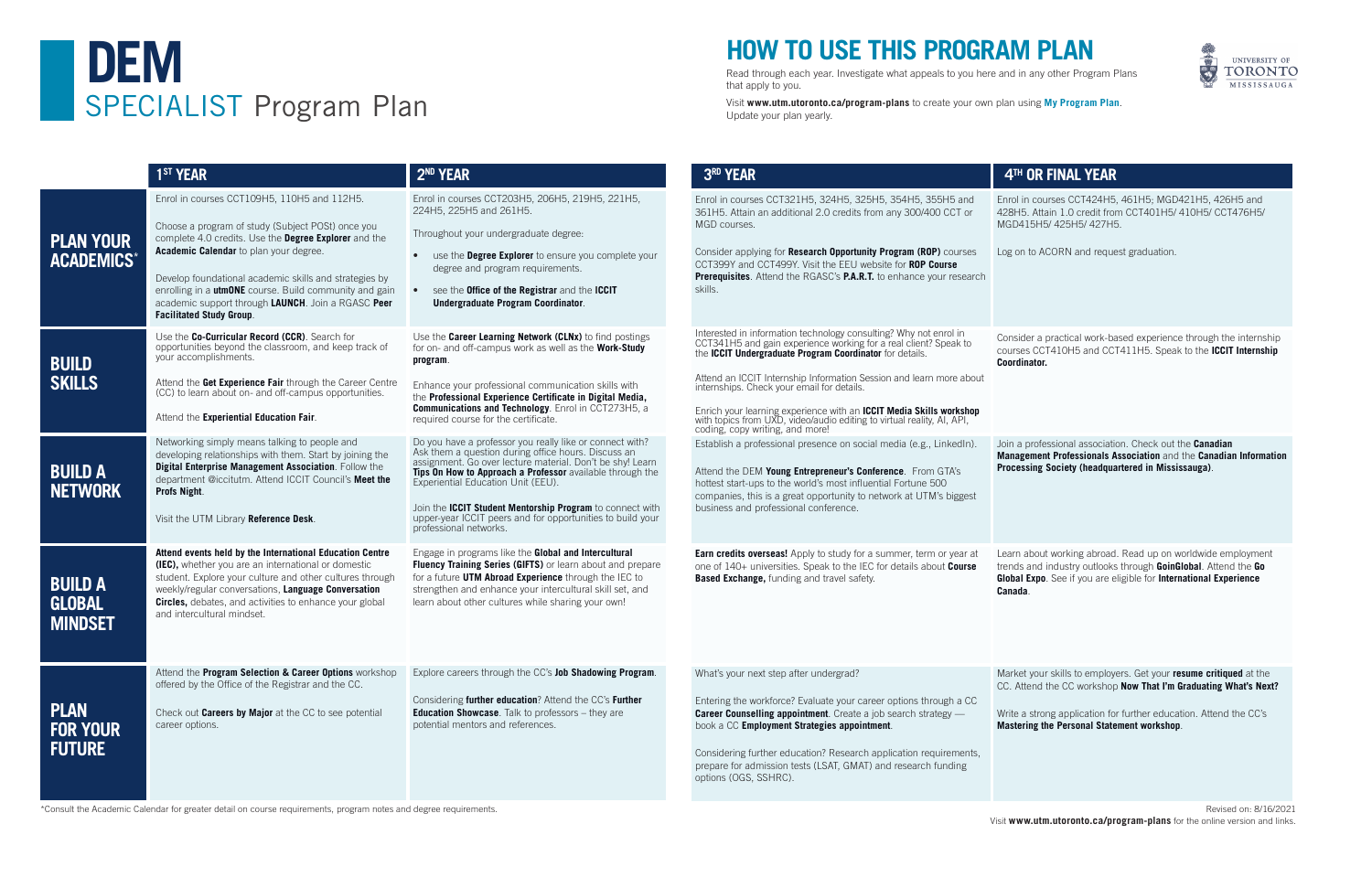# DEM
## SPECIALIST Program Plan

## HOW TO USE THIS PROGRAM PLAN

Read through each year. Investigate what appeals to you here and in any other Program Plans that apply to you.

Visit **www.utm.utoronto.ca/program-plans** to create your own plan using **My Program Plan**. Update your plan yearly.

| | 1ST YEAR | 2ND YEAR | 3RD YEAR | 4TH OR FINAL YEAR |
|---|---|---|---|---|
| **PLAN YOUR ACADEMICS*** | Enrol in courses CCT109H5, 110H5 and 112H5.<br><br>Choose a program of study (Subject POSt) once you complete 4.0 credits. Use the **Degree Explorer** and the **Academic Calendar** to plan your degree.<br><br>Develop foundational academic skills and strategies by enrolling in a **utmONE** course. Build community and gain academic support through **LAUNCH**. Join a RGASC **Peer Facilitated Study Group**. | Enrol in courses CCT203H5, 206H5, 219H5, 221H5, 224H5, 225H5 and 261H5.<br><br>Throughout your undergraduate degree:<br><br>• use the **Degree Explorer** to ensure you complete your degree and program requirements.<br>• see the **Office of the Registrar** and the **ICCIT Undergraduate Program Coordinator**. | Enrol in courses CCT321H5, 324H5, 325H5, 354H5, 355H5 and 361H5. Attain an additional 2.0 credits from any 300/400 CCT or MGD courses.<br><br>Consider applying for **Research Opportunity Program (ROP)** courses CCT399Y and CCT499Y. Visit the EEU website for **ROP Course Prerequisites**. Attend the RGASC's **P.A.R.T.** to enhance your research skills. | Enrol in courses CCT424H5, 461H5; MGD421H5, 426H5 and 428H5. Attain 1.0 credit from CCT401H5/ 410H5/ CCT476H5/ MGD415H5/ 425H5/ 427H5.<br><br>Log on to ACORN and request graduation. |
| **BUILD SKILLS** | Use the **Co-Curricular Record (CCR)**. Search for opportunities beyond the classroom, and keep track of your accomplishments.<br><br>Attend the **Get Experience Fair** through the Career Centre (CC) to learn about on- and off-campus opportunities.<br><br>Attend the **Experiential Education Fair**. | Use the **Career Learning Network (CLNx)** to find postings for on- and off-campus work as well as the **Work-Study program**.<br><br>Enhance your professional communication skills with the **Professional Experience Certificate in Digital Media, Communications and Technology**. Enrol in CCT273H5, a required course for the certificate. | Interested in information technology consulting? Why not enrol in CCT341H5 and gain experience working for a real client? Speak to the **ICCIT Undergraduate Program Coordinator** for details.<br><br>Attend an ICCIT Internship Information Session and learn more about internships. Check your email for details.<br><br>Enrich your learning experience with an **ICCIT Media Skills workshop** with topics from UXD, video/audio editing to virtual reality, AI, API, coding, copy writing, and more! | Consider a practical work-based experience through the internship courses CCT410H5 and CCT411H5. Speak to the **ICCIT Internship Coordinator.** |
| **BUILD A NETWORK** | Networking simply means talking to people and developing relationships with them. Start by joining the **Digital Enterprise Management Association**. Follow the department @iccitutm. Attend ICCIT Council's **Meet the Profs Night**.<br><br>Visit the UTM Library **Reference Desk**. | Do you have a professor you really like or connect with? Ask them a question during office hours. Discuss an assignment. Go over lecture material. Don't be shy! Learn **Tips On How to Approach a Professor** available through the Experiential Education Unit (EEU).<br><br>Join the **ICCIT Student Mentorship Program** to connect with upper-year ICCIT peers and for opportunities to build your professional networks. | Establish a professional presence on social media (e.g., LinkedIn).<br><br>Attend the DEM **Young Entrepreneur's Conference**. From GTA's hottest start-ups to the world's most influential Fortune 500 companies, this is a great opportunity to network at UTM's biggest business and professional conference. | Join a professional association. Check out the **Canadian Management Professionals Association** and the **Canadian Information Processing Society (headquartered in Mississauga)**. |
| **BUILD A GLOBAL MINDSET** | **Attend events held by the International Education Centre (IEC),** whether you are an international or domestic student. Explore your culture and other cultures through weekly/regular conversations, **Language Conversation Circles,** debates, and activities to enhance your global and intercultural mindset. | Engage in programs like the **Global and Intercultural Fluency Training Series (GIFTS)** or learn about and prepare for a future **UTM Abroad Experience** through the IEC to strengthen and enhance your intercultural skill set, and learn about other cultures while sharing your own! | **Earn credits overseas!** Apply to study for a summer, term or year at one of 140+ universities. Speak to the IEC for details about **Course Based Exchange,** funding and travel safety. | Learn about working abroad. Read up on worldwide employment trends and industry outlooks through **GoinGlobal**. Attend the **Go Global Expo**. See if you are eligible for **International Experience Canada**. |
| **PLAN FOR YOUR FUTURE** | Attend the **Program Selection & Career Options** workshop offered by the Office of the Registrar and the CC.<br><br>Check out **Careers by Major** at the CC to see potential career options. | Explore careers through the CC's **Job Shadowing Program**.<br><br>Considering **further education**? Attend the CC's **Further Education Showcase**. Talk to professors – they are potential mentors and references. | What's your next step after undergrad?<br><br>Entering the workforce? Evaluate your career options through a CC **Career Counselling appointment**. Create a job search strategy — book a CC **Employment Strategies appointment**.<br><br>Considering further education? Research application requirements, prepare for admission tests (LSAT, GMAT) and research funding options (OGS, SSHRC). | Market your skills to employers. Get your **resume critiqued** at the CC. Attend the CC workshop **Now That I'm Graduating What's Next?**<br><br>Write a strong application for further education. Attend the CC's **Mastering the Personal Statement workshop**. |

*Consult the Academic Calendar for greater detail on course requirements, program notes and degree requirements.

Revised on: 8/16/2021

Visit **www.utm.utoronto.ca/program-plans** for the online version and links.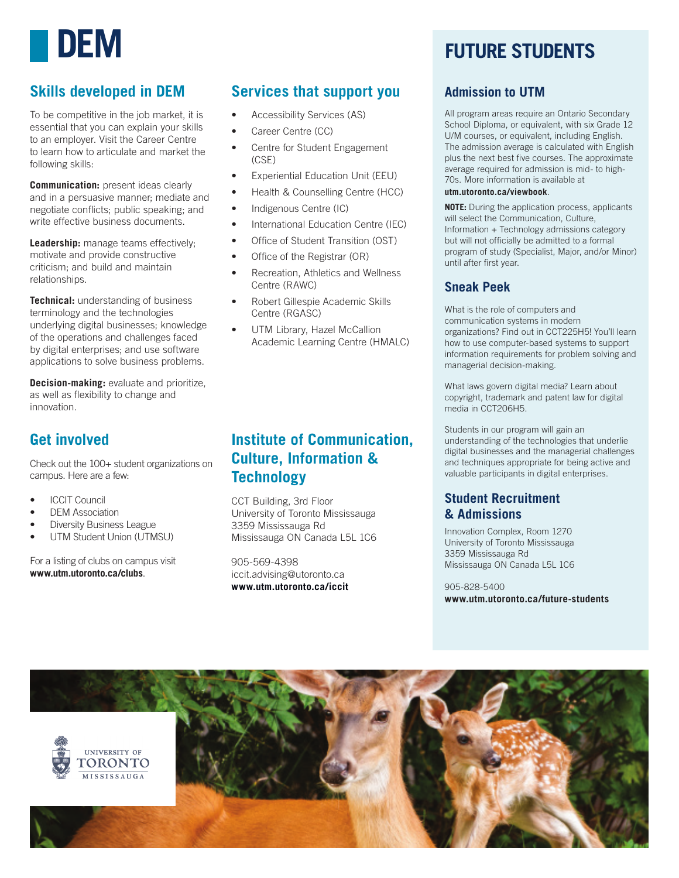# DEM

## Skills developed in DEM

To be competitive in the job market, it is essential that you can explain your skills to an employer. Visit the Career Centre to learn how to articulate and market the following skills:

**Communication:** present ideas clearly and in a persuasive manner; mediate and negotiate conflicts; public speaking; and write effective business documents.

**Leadership:** manage teams effectively; motivate and provide constructive criticism; and build and maintain relationships.

**Technical:** understanding of business terminology and the technologies underlying digital businesses; knowledge of the operations and challenges faced by digital enterprises; and use software applications to solve business problems.

**Decision-making:** evaluate and prioritize, as well as flexibility to change and innovation.

## Services that support you

- Accessibility Services (AS)
- Career Centre (CC)
- Centre for Student Engagement (CSE)
- Experiential Education Unit (EEU)
- Health & Counselling Centre (HCC)
- Indigenous Centre (IC)
- International Education Centre (IEC)
- Office of Student Transition (OST)
- Office of the Registrar (OR)
- Recreation, Athletics and Wellness Centre (RAWC)
- Robert Gillespie Academic Skills Centre (RGASC)
- UTM Library, Hazel McCallion Academic Learning Centre (HMALC)

## Get involved

Check out the 100+ student organizations on campus. Here are a few:

- ICCIT Council
- DEM Association
- Diversity Business League
- UTM Student Union (UTMSU)

For a listing of clubs on campus visit **www.utm.utoronto.ca/clubs**.

## Institute of Communication, Culture, Information & Technology

CCT Building, 3rd Floor
University of Toronto Mississauga
3359 Mississauga Rd
Mississauga ON Canada L5L 1C6

905-569-4398
iccit.advising@utoronto.ca
**www.utm.utoronto.ca/iccit**

# FUTURE STUDENTS

## Admission to UTM

All program areas require an Ontario Secondary School Diploma, or equivalent, with six Grade 12 U/M courses, or equivalent, including English. The admission average is calculated with English plus the next best five courses. The approximate average required for admission is mid- to high-70s. More information is available at **utm.utoronto.ca/viewbook**.

**NOTE:** During the application process, applicants will select the Communication, Culture, Information + Technology admissions category but will not officially be admitted to a formal program of study (Specialist, Major, and/or Minor) until after first year.

## Sneak Peek

What is the role of computers and communication systems in modern organizations? Find out in CCT225H5! You'll learn how to use computer-based systems to support information requirements for problem solving and managerial decision-making.

What laws govern digital media? Learn about copyright, trademark and patent law for digital media in CCT206H5.

Students in our program will gain an understanding of the technologies that underlie digital businesses and the managerial challenges and techniques appropriate for being active and valuable participants in digital enterprises.

## Student Recruitment & Admissions

Innovation Complex, Room 1270
University of Toronto Mississauga
3359 Mississauga Rd
Mississauga ON Canada L5L 1C6

905-828-5400
**www.utm.utoronto.ca/future-students**

UNIVERSITY OF TORONTO MISSISSAUGA